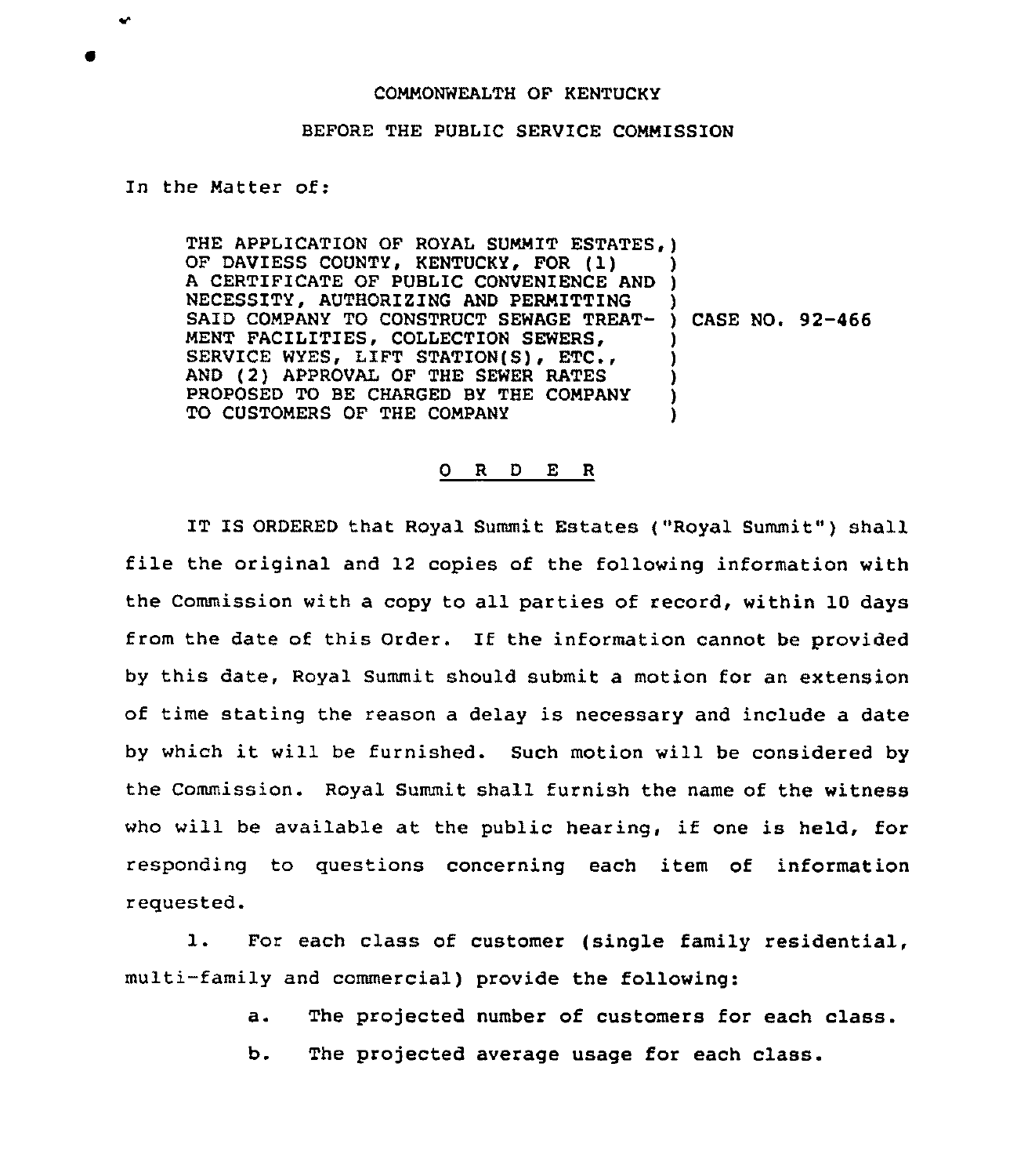COMMONWEALTH OF KENTUCKY

BEFORE THE PUBLIC SERVICE COMMISSION

In the Matter of:

| | |
|---|---|
| THE APPLICATION OF ROYAL SUMMIT ESTATES, OF DAVIESS COUNTY, KENTUCKY, FOR (1) A CERTIFICATE OF PUBLIC CONVENIENCE AND NECESSITY, AUTHORIZING AND PERMITTING SAID COMPANY TO CONSTRUCT SEWAGE TREATMENT FACILITIES, COLLECTION SEWERS, SERVICE WYES, LIFT STATION(S), ETC., AND (2) APPROVAL OF THE SEWER RATES PROPOSED TO BE CHARGED BY THE COMPANY TO CUSTOMERS OF THE COMPANY | CASE NO. 92-466 |

## O R D E R

IT IS ORDERED that Royal Summit Estates ("Royal Summit") shall file the original and 12 copies of the following information with the Commission with a copy to all parties of record, within 10 days from the date of this Order. If the information cannot be provided by this date, Royal Summit should submit a motion for an extension of time stating the reason a delay is necessary and include a date by which it will be furnished. Such motion will be considered by the Commission. Royal Summit shall furnish the name of the witness who will be available at the public hearing, if one is held, for responding to questions concerning each item of information requested.

1. For each class of customer (single family residential, multi-family and commercial) provide the following:

   a. The projected number of customers for each class.

   b. The projected average usage for each class.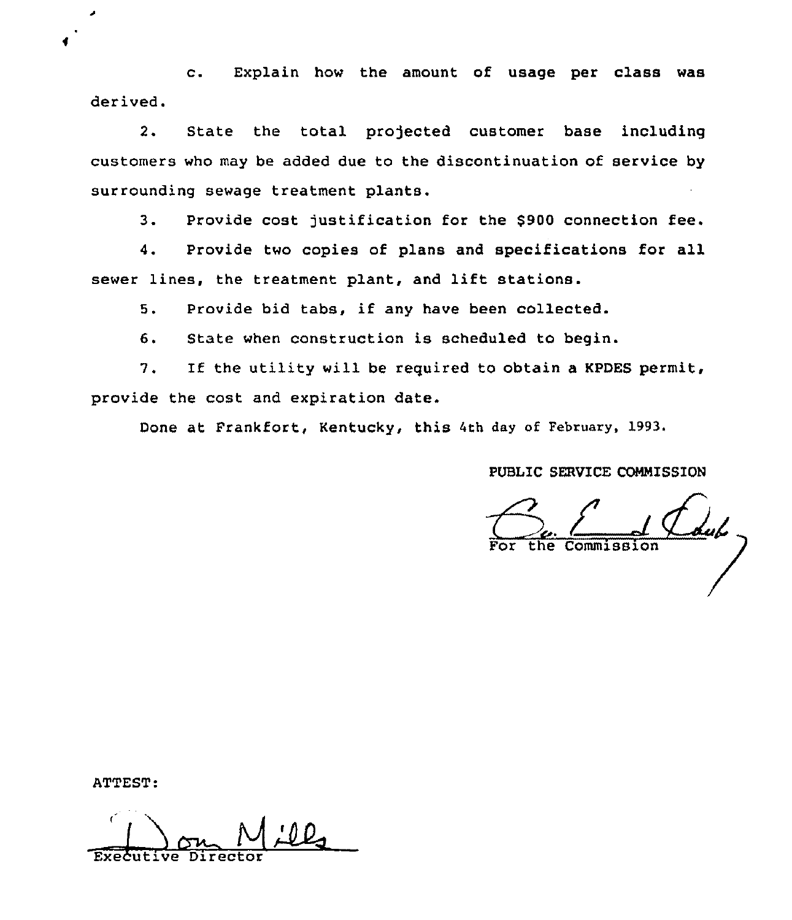c. Explain how the amount of usage per class was derived.

2. State the total projected customer base including customers who may be added due to the discontinuation of service by surrounding sewage treatment plants.

3. Provide cost justification for the $900 connection fee.

4. Provide two copies of plans and specifications for all sewer lines, the treatment plant, and lift stations.

5. Provide bid tabs, if any have been collected.

6. State when construction is scheduled to begin.

7. If the utility will be required to obtain a KPDES permit, provide the cost and expiration date.

Done at Frankfort, Kentucky, this 4th day of February, 1993.

PUBLIC SERVICE COMMISSION

For the Commission

ATTEST:

Executive Director